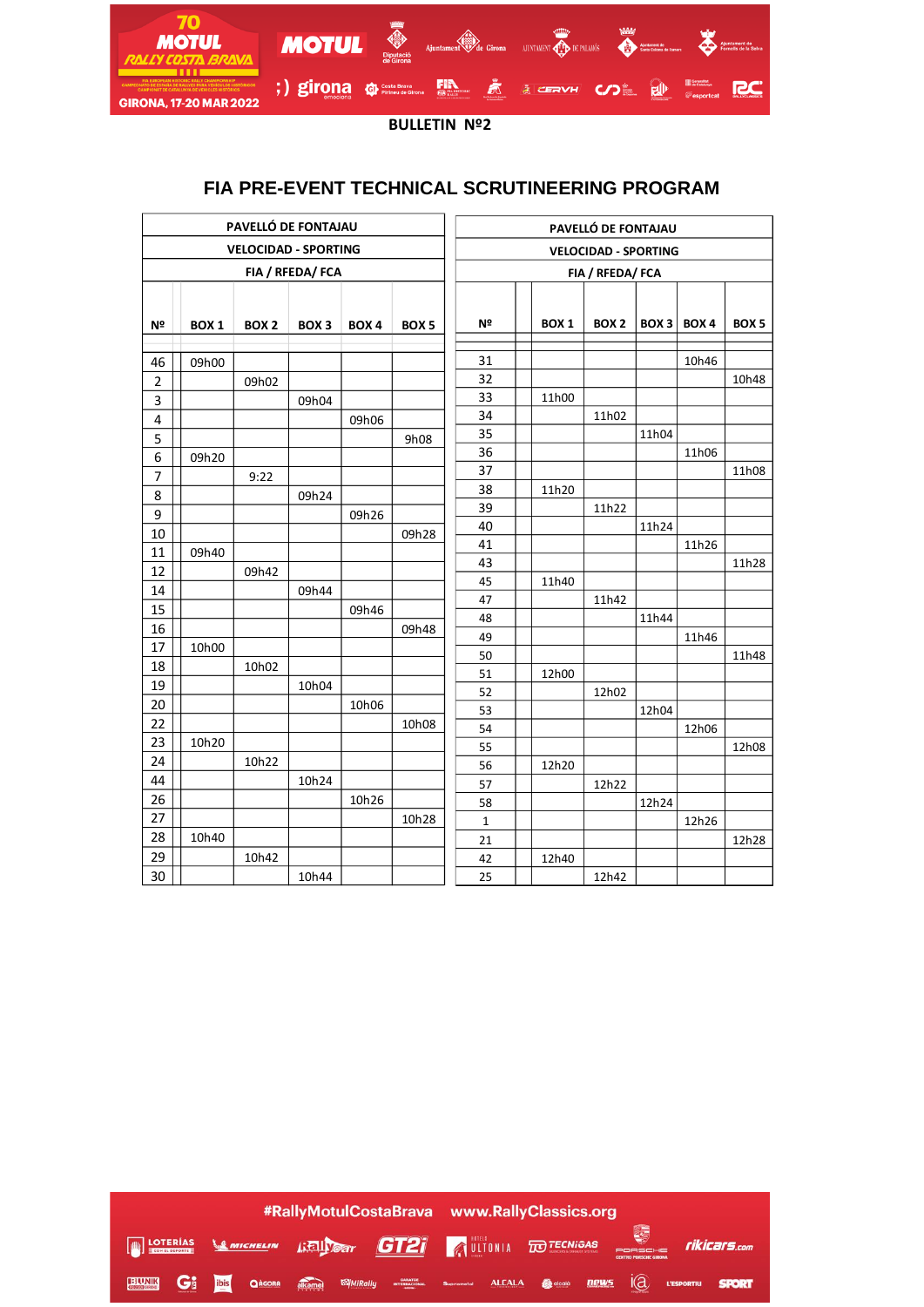**BULLETIN Nº2**

## FIA PRE-EVENT TECHNICAL SCRUTINEERING PROGRAM

| PAVELLÓ DE FONTAJAU | | | | | |
|---|---|---|---|---|---|
| VELOCIDAD - SPORTING | | | | | |
| FIA / RFEDA/ FCA | | | | | |
| Nº | BOX 1 | BOX 2 | BOX 3 | BOX 4 | BOX 5 |
| 46 | 09h00 | | | | |
| 2 | | 09h02 | | | |
| 3 | | | 09h04 | | |
| 4 | | | | 09h06 | |
| 5 | | | | | 9h08 |
| 6 | 09h20 | | | | |
| 7 | | 9:22 | | | |
| 8 | | | 09h24 | | |
| 9 | | | | 09h26 | |
| 10 | | | | | 09h28 |
| 11 | 09h40 | | | | |
| 12 | | 09h42 | | | |
| 14 | | | 09h44 | | |
| 15 | | | | 09h46 | |
| 16 | | | | | 09h48 |
| 17 | 10h00 | | | | |
| 18 | | 10h02 | | | |
| 19 | | | 10h04 | | |
| 20 | | | | 10h06 | |
| 22 | | | | | 10h08 |
| 23 | 10h20 | | | | |
| 24 | | 10h22 | | | |
| 44 | | | 10h24 | | |
| 26 | | | | 10h26 | |
| 27 | | | | | 10h28 |
| 28 | 10h40 | | | | |
| 29 | | 10h42 | | | |
| 30 | | | 10h44 | | |

| PAVELLÓ DE FONTAJAU | | | | | |
|---|---|---|---|---|---|
| VELOCIDAD - SPORTING | | | | | |
| FIA / RFEDA/ FCA | | | | | |
| Nº | BOX 1 | BOX 2 | BOX 3 | BOX 4 | BOX 5 |
| 31 | | | | 10h46 | |
| 32 | | | | | 10h48 |
| 33 | 11h00 | | | | |
| 34 | | 11h02 | | | |
| 35 | | | 11h04 | | |
| 36 | | | | 11h06 | |
| 37 | | | | | 11h08 |
| 38 | 11h20 | | | | |
| 39 | | 11h22 | | | |
| 40 | | | 11h24 | | |
| 41 | | | | 11h26 | |
| 43 | | | | | 11h28 |
| 45 | 11h40 | | | | |
| 47 | | 11h42 | | | |
| 48 | | | 11h44 | | |
| 49 | | | | 11h46 | |
| 50 | | | | | 11h48 |
| 51 | 12h00 | | | | |
| 52 | | 12h02 | | | |
| 53 | | | 12h04 | | |
| 54 | | | | 12h06 | |
| 55 | | | | | 12h08 |
| 56 | 12h20 | | | | |
| 57 | | 12h22 | | | |
| 58 | | | 12h24 | | |
| 1 | | | | 12h26 | |
| 21 | | | | | 12h28 |
| 42 | 12h40 | | | | |
| 25 | | 12h42 | | | |

#RallyMotulCostaBrava www.RallyClassics.org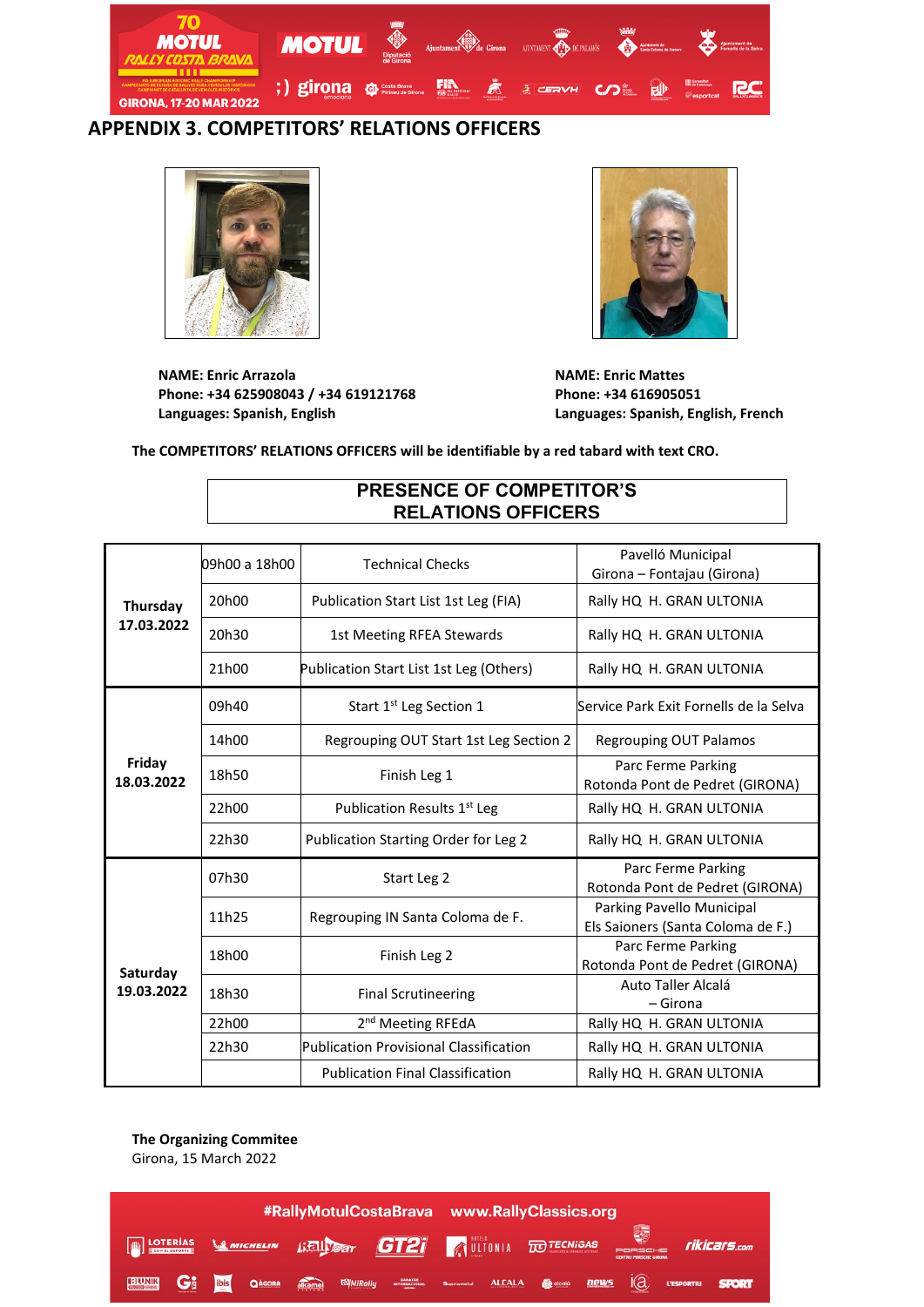# APPENDIX 3. COMPETITORS' RELATIONS OFFICERS

**NAME: Enric Arrazola**
**Phone: +34 625908043 / +34 619121768**
**Languages: Spanish, English**

**NAME: Enric Mattes**
**Phone: +34 616905051**
**Languages: Spanish, English, French**

**The COMPETITORS' RELATIONS OFFICERS will be identifiable by a red tabard with text CRO.**

## PRESENCE OF COMPETITOR'S RELATIONS OFFICERS

| | | | |
|---|---|---|---|
| **Thursday 17.03.2022** | 09h00 a 18h00 | Technical Checks | Pavelló Municipal Girona – Fontajau (Girona) |
| | 20h00 | Publication Start List 1st Leg (FIA) | Rally HQ H. GRAN ULTONIA |
| | 20h30 | 1st Meeting RFEA Stewards | Rally HQ H. GRAN ULTONIA |
| | 21h00 | Publication Start List 1st Leg (Others) | Rally HQ H. GRAN ULTONIA |
| **Friday 18.03.2022** | 09h40 | Start 1st Leg Section 1 | Service Park Exit Fornells de la Selva |
| | 14h00 | Regrouping OUT Start 1st Leg Section 2 | Regrouping OUT Palamos |
| | 18h50 | Finish Leg 1 | Parc Ferme Parking Rotonda Pont de Pedret (GIRONA) |
| | 22h00 | Publication Results 1st Leg | Rally HQ H. GRAN ULTONIA |
| | 22h30 | Publication Starting Order for Leg 2 | Rally HQ H. GRAN ULTONIA |
| **Saturday 19.03.2022** | 07h30 | Start Leg 2 | Parc Ferme Parking Rotonda Pont de Pedret (GIRONA) |
| | 11h25 | Regrouping IN Santa Coloma de F. | Parking Pavello Municipal Els Saioners (Santa Coloma de F.) |
| | 18h00 | Finish Leg 2 | Parc Ferme Parking Rotonda Pont de Pedret (GIRONA) |
| | 18h30 | Final Scrutineering | Auto Taller Alcalá – Girona |
| | 22h00 | 2nd Meeting RFEdA | Rally HQ H. GRAN ULTONIA |
| | 22h30 | Publication Provisional Classification | Rally HQ H. GRAN ULTONIA |
| | | Publication Final Classification | Rally HQ H. GRAN ULTONIA |

**The Organizing Commitee**
Girona, 15 March 2022